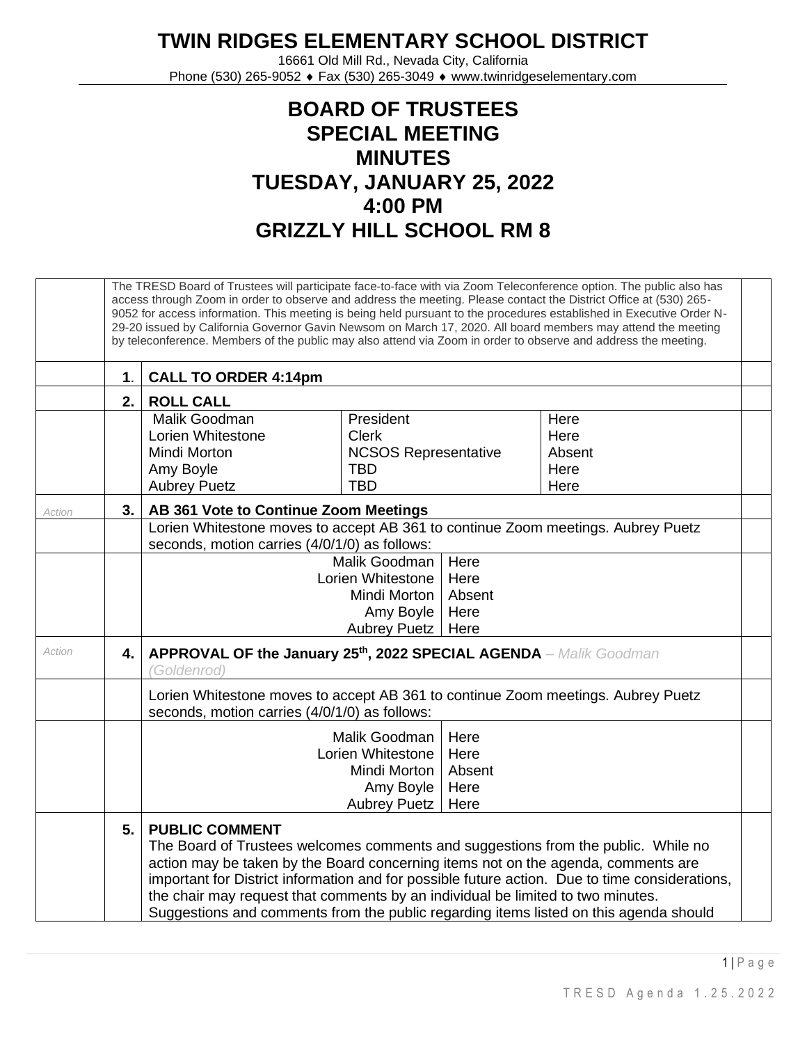# TWIN RIDGES ELEMENTARY SCHOOL DISTRICT

16661 Old Mill Rd., Nevada City, California
Phone (530) 265-9052 ♦ Fax (530) 265-3049 ♦ www.twinridgeselementary.com

# BOARD OF TRUSTEES
# SPECIAL MEETING
# MINUTES
# TUESDAY, JANUARY 25, 2022
# 4:00 PM
# GRIZZLY HILL SCHOOL RM 8

The TRESD Board of Trustees will participate face-to-face with via Zoom Teleconference option. The public also has access through Zoom in order to observe and address the meeting. Please contact the District Office at (530) 265-9052 for access information. This meeting is being held pursuant to the procedures established in Executive Order N-29-20 issued by California Governor Gavin Newsom on March 17, 2020. All board members may attend the meeting by teleconference. Members of the public may also attend via Zoom in order to observe and address the meeting.

**1. CALL TO ORDER 4:14pm**

**2. ROLL CALL**

| | | |
|---|---|---|
| Malik Goodman | President | Here |
| Lorien Whitestone | Clerk | Here |
| Mindi Morton | NCSOS Representative | Absent |
| Amy Boyle | TBD | Here |
| Aubrey Puetz | TBD | Here |

*Action*

**3. AB 361 Vote to Continue Zoom Meetings**

Lorien Whitestone moves to accept AB 361 to continue Zoom meetings. Aubrey Puetz seconds, motion carries (4/0/1/0) as follows:

| | |
|---|---|
| Malik Goodman | Here |
| Lorien Whitestone | Here |
| Mindi Morton | Absent |
| Amy Boyle | Here |
| Aubrey Puetz | Here |

*Action*

**4. APPROVAL OF the January 25th, 2022 SPECIAL AGENDA** – *Malik Goodman (Goldenrod)*

Lorien Whitestone moves to accept AB 361 to continue Zoom meetings. Aubrey Puetz seconds, motion carries (4/0/1/0) as follows:

| | |
|---|---|
| Malik Goodman | Here |
| Lorien Whitestone | Here |
| Mindi Morton | Absent |
| Amy Boyle | Here |
| Aubrey Puetz | Here |

**5. PUBLIC COMMENT**

The Board of Trustees welcomes comments and suggestions from the public. While no action may be taken by the Board concerning items not on the agenda, comments are important for District information and for possible future action. Due to time considerations, the chair may request that comments by an individual be limited to two minutes. Suggestions and comments from the public regarding items listed on this agenda should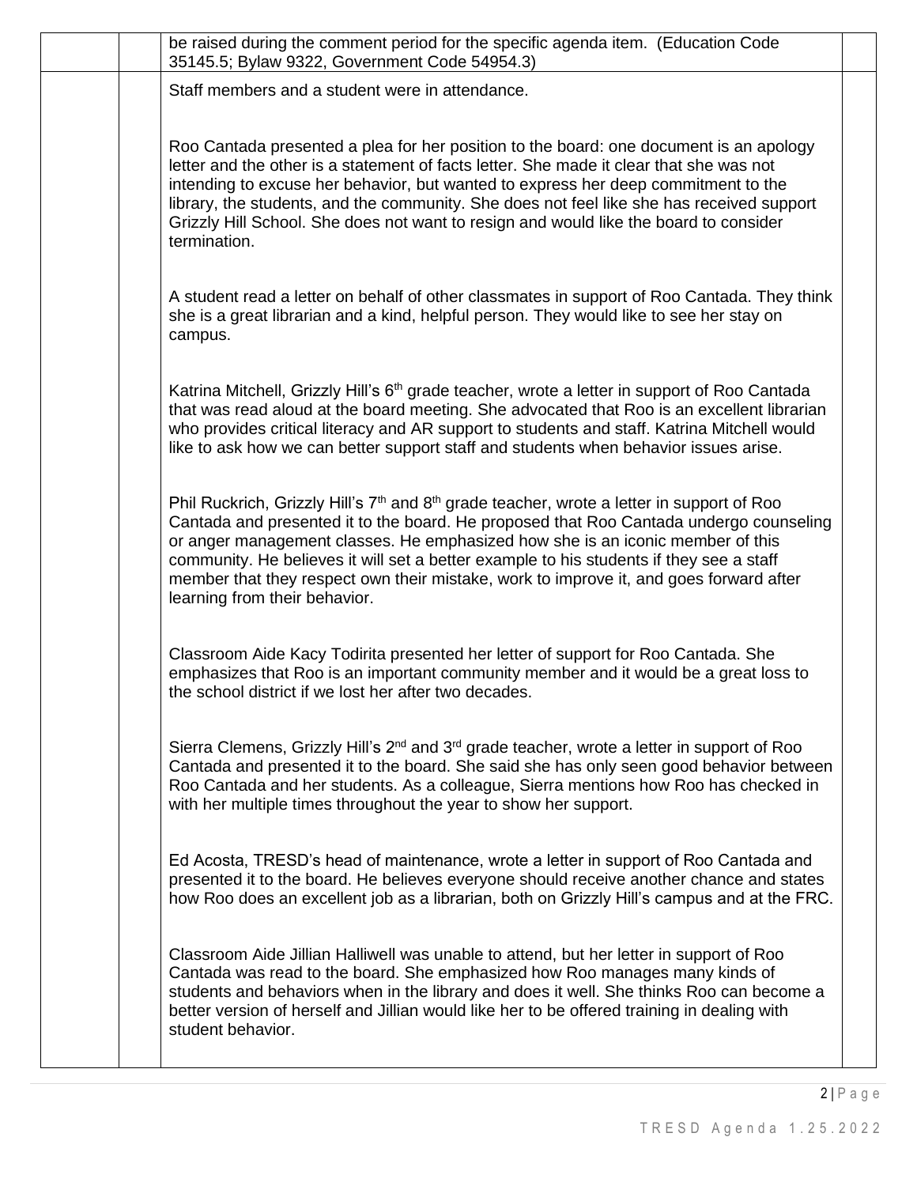be raised during the comment period for the specific agenda item. (Education Code 35145.5; Bylaw 9322, Government Code 54954.3)

Staff members and a student were in attendance.

Roo Cantada presented a plea for her position to the board: one document is an apology letter and the other is a statement of facts letter. She made it clear that she was not intending to excuse her behavior, but wanted to express her deep commitment to the library, the students, and the community. She does not feel like she has received support Grizzly Hill School. She does not want to resign and would like the board to consider termination.

A student read a letter on behalf of other classmates in support of Roo Cantada. They think she is a great librarian and a kind, helpful person. They would like to see her stay on campus.

Katrina Mitchell, Grizzly Hill's 6th grade teacher, wrote a letter in support of Roo Cantada that was read aloud at the board meeting. She advocated that Roo is an excellent librarian who provides critical literacy and AR support to students and staff. Katrina Mitchell would like to ask how we can better support staff and students when behavior issues arise.

Phil Ruckrich, Grizzly Hill's 7th and 8th grade teacher, wrote a letter in support of Roo Cantada and presented it to the board. He proposed that Roo Cantada undergo counseling or anger management classes. He emphasized how she is an iconic member of this community. He believes it will set a better example to his students if they see a staff member that they respect own their mistake, work to improve it, and goes forward after learning from their behavior.

Classroom Aide Kacy Todirita presented her letter of support for Roo Cantada. She emphasizes that Roo is an important community member and it would be a great loss to the school district if we lost her after two decades.

Sierra Clemens, Grizzly Hill's 2nd and 3rd grade teacher, wrote a letter in support of Roo Cantada and presented it to the board. She said she has only seen good behavior between Roo Cantada and her students. As a colleague, Sierra mentions how Roo has checked in with her multiple times throughout the year to show her support.

Ed Acosta, TRESD's head of maintenance, wrote a letter in support of Roo Cantada and presented it to the board. He believes everyone should receive another chance and states how Roo does an excellent job as a librarian, both on Grizzly Hill's campus and at the FRC.

Classroom Aide Jillian Halliwell was unable to attend, but her letter in support of Roo Cantada was read to the board. She emphasized how Roo manages many kinds of students and behaviors when in the library and does it well. She thinks Roo can become a better version of herself and Jillian would like her to be offered training in dealing with student behavior.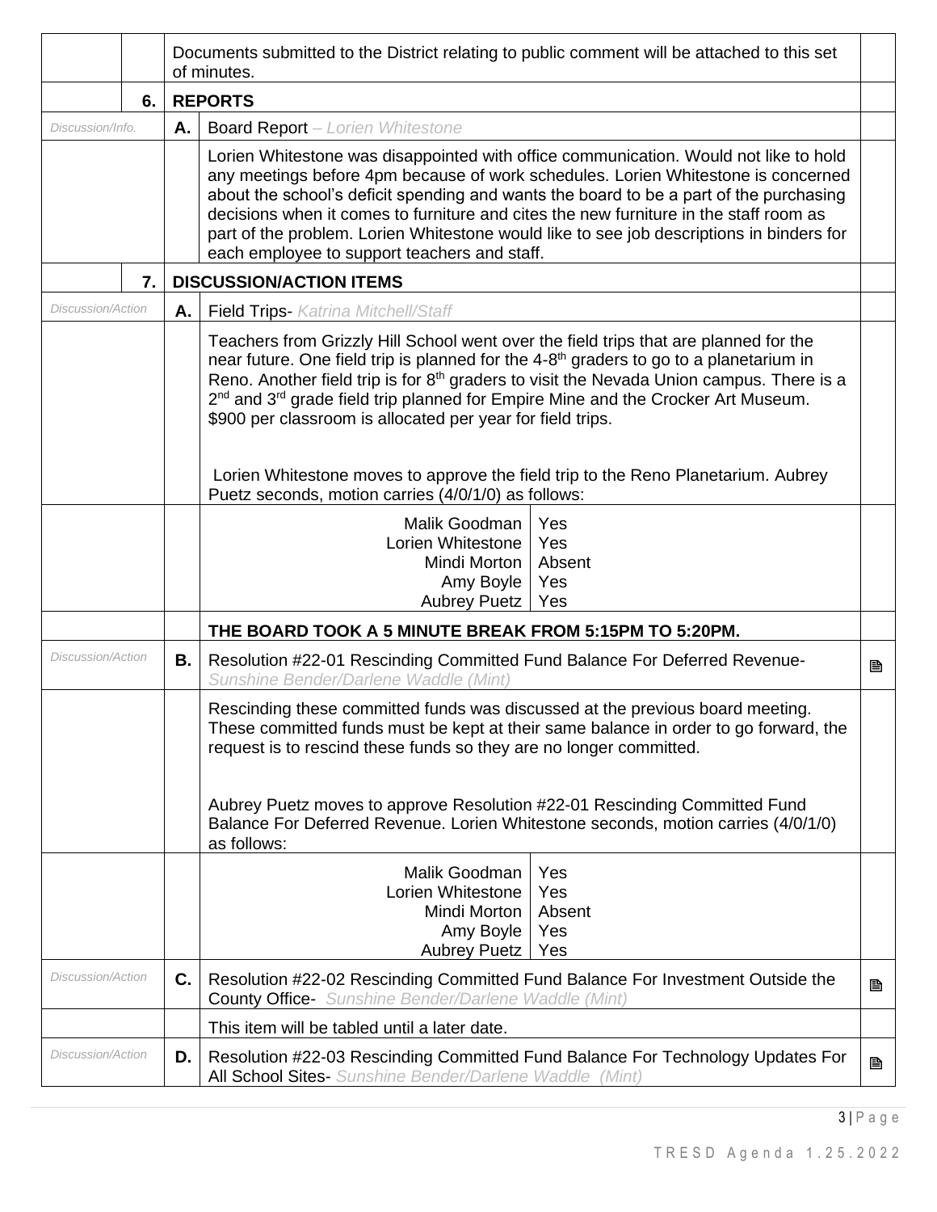Documents submitted to the District relating to public comment will be attached to this set of minutes.

## 6. REPORTS

*Discussion/Info.*

**A.** Board Report – *Lorien Whitestone*

Lorien Whitestone was disappointed with office communication. Would not like to hold any meetings before 4pm because of work schedules. Lorien Whitestone is concerned about the school's deficit spending and wants the board to be a part of the purchasing decisions when it comes to furniture and cites the new furniture in the staff room as part of the problem. Lorien Whitestone would like to see job descriptions in binders for each employee to support teachers and staff.

## 7. DISCUSSION/ACTION ITEMS

*Discussion/Action*

**A.** Field Trips- *Katrina Mitchell/Staff*

Teachers from Grizzly Hill School went over the field trips that are planned for the near future. One field trip is planned for the 4-8th graders to go to a planetarium in Reno. Another field trip is for 8th graders to visit the Nevada Union campus. There is a 2nd and 3rd grade field trip planned for Empire Mine and the Crocker Art Museum. $900 per classroom is allocated per year for field trips.

Lorien Whitestone moves to approve the field trip to the Reno Planetarium. Aubrey Puetz seconds, motion carries (4/0/1/0) as follows:

| | |
|---|---|
| Malik Goodman | Yes |
| Lorien Whitestone | Yes |
| Mindi Morton | Absent |
| Amy Boyle | Yes |
| Aubrey Puetz | Yes |

**THE BOARD TOOK A 5 MINUTE BREAK FROM 5:15PM TO 5:20PM.**

*Discussion/Action*

**B.** Resolution #22-01 Rescinding Committed Fund Balance For Deferred Revenue- *Sunshine Bender/Darlene Waddle (Mint)*

Rescinding these committed funds was discussed at the previous board meeting. These committed funds must be kept at their same balance in order to go forward, the request is to rescind these funds so they are no longer committed.

Aubrey Puetz moves to approve Resolution #22-01 Rescinding Committed Fund Balance For Deferred Revenue. Lorien Whitestone seconds, motion carries (4/0/1/0) as follows:

| | |
|---|---|
| Malik Goodman | Yes |
| Lorien Whitestone | Yes |
| Mindi Morton | Absent |
| Amy Boyle | Yes |
| Aubrey Puetz | Yes |

*Discussion/Action*

**C.** Resolution #22-02 Rescinding Committed Fund Balance For Investment Outside the County Office- *Sunshine Bender/Darlene Waddle (Mint)*

This item will be tabled until a later date.

*Discussion/Action*

**D.** Resolution #22-03 Rescinding Committed Fund Balance For Technology Updates For All School Sites- *Sunshine Bender/Darlene Waddle (Mint)*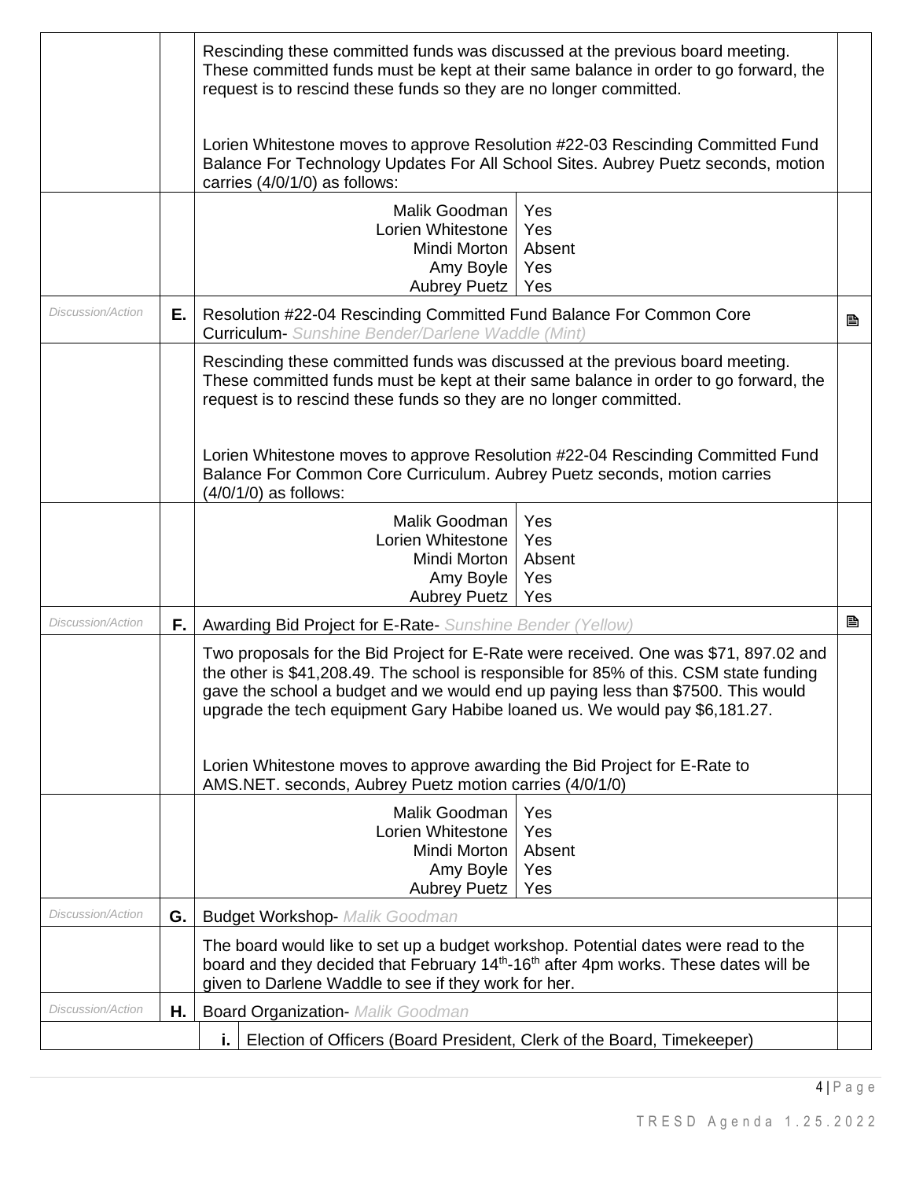| | | | |
|---|---|---|---|
| | | Rescinding these committed funds was discussed at the previous board meeting. These committed funds must be kept at their same balance in order to go forward, the request is to rescind these funds so they are no longer committed.<br><br>Lorien Whitestone moves to approve Resolution #22-03 Rescinding Committed Fund Balance For Technology Updates For All School Sites. Aubrey Puetz seconds, motion carries (4/0/1/0) as follows: | |
| | | Malik Goodman: Yes<br>Lorien Whitestone: Yes<br>Mindi Morton: Absent<br>Amy Boyle: Yes<br>Aubrey Puetz: Yes | |
| *Discussion/Action* | **E.** | Resolution #22-04 Rescinding Committed Fund Balance For Common Core Curriculum- *Sunshine Bender/Darlene Waddle (Mint)* | 🗎 |
| | | Rescinding these committed funds was discussed at the previous board meeting. These committed funds must be kept at their same balance in order to go forward, the request is to rescind these funds so they are no longer committed.<br><br>Lorien Whitestone moves to approve Resolution #22-04 Rescinding Committed Fund Balance For Common Core Curriculum. Aubrey Puetz seconds, motion carries (4/0/1/0) as follows: | |
| | | Malik Goodman: Yes<br>Lorien Whitestone: Yes<br>Mindi Morton: Absent<br>Amy Boyle: Yes<br>Aubrey Puetz: Yes | |
| *Discussion/Action* | **F.** | Awarding Bid Project for E-Rate- *Sunshine Bender (Yellow)* | 🗎 |
| | | Two proposals for the Bid Project for E-Rate were received. One was $71, 897.02 and the other is $41,208.49. The school is responsible for 85% of this. CSM state funding gave the school a budget and we would end up paying less than $7500. This would upgrade the tech equipment Gary Habibe loaned us. We would pay $6,181.27.<br><br>Lorien Whitestone moves to approve awarding the Bid Project for E-Rate to AMS.NET. seconds, Aubrey Puetz motion carries (4/0/1/0) | |
| | | Malik Goodman: Yes<br>Lorien Whitestone: Yes<br>Mindi Morton: Absent<br>Amy Boyle: Yes<br>Aubrey Puetz: Yes | |
| *Discussion/Action* | **G.** | Budget Workshop- *Malik Goodman* | |
| | | The board would like to set up a budget workshop. Potential dates were read to the board and they decided that February 14th-16th after 4pm works. These dates will be given to Darlene Waddle to see if they work for her. | |
| *Discussion/Action* | **H.** | Board Organization- *Malik Goodman* | |
| | | **i.** Election of Officers (Board President, Clerk of the Board, Timekeeper) | |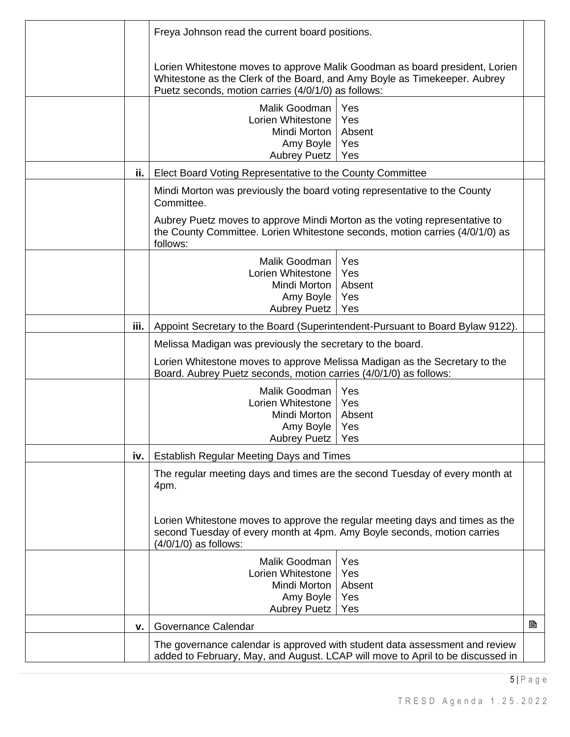Freya Johnson read the current board positions.

Lorien Whitestone moves to approve Malik Goodman as board president, Lorien Whitestone as the Clerk of the Board, and Amy Boyle as Timekeeper. Aubrey Puetz seconds, motion carries (4/0/1/0) as follows:

| | |
|---|---|
| Malik Goodman | Yes |
| Lorien Whitestone | Yes |
| Mindi Morton | Absent |
| Amy Boyle | Yes |
| Aubrey Puetz | Yes |

**ii.** Elect Board Voting Representative to the County Committee

Mindi Morton was previously the board voting representative to the County Committee.

Aubrey Puetz moves to approve Mindi Morton as the voting representative to the County Committee. Lorien Whitestone seconds, motion carries (4/0/1/0) as follows:

| | |
|---|---|
| Malik Goodman | Yes |
| Lorien Whitestone | Yes |
| Mindi Morton | Absent |
| Amy Boyle | Yes |
| Aubrey Puetz | Yes |

**iii.** Appoint Secretary to the Board (Superintendent-Pursuant to Board Bylaw 9122).

Melissa Madigan was previously the secretary to the board.

Lorien Whitestone moves to approve Melissa Madigan as the Secretary to the Board. Aubrey Puetz seconds, motion carries (4/0/1/0) as follows:

| | |
|---|---|
| Malik Goodman | Yes |
| Lorien Whitestone | Yes |
| Mindi Morton | Absent |
| Amy Boyle | Yes |
| Aubrey Puetz | Yes |

**iv.** Establish Regular Meeting Days and Times

The regular meeting days and times are the second Tuesday of every month at 4pm.

Lorien Whitestone moves to approve the regular meeting days and times as the second Tuesday of every month at 4pm. Amy Boyle seconds, motion carries (4/0/1/0) as follows:

| | |
|---|---|
| Malik Goodman | Yes |
| Lorien Whitestone | Yes |
| Mindi Morton | Absent |
| Amy Boyle | Yes |
| Aubrey Puetz | Yes |

**v.** Governance Calendar

The governance calendar is approved with student data assessment and review added to February, May, and August. LCAP will move to April to be discussed in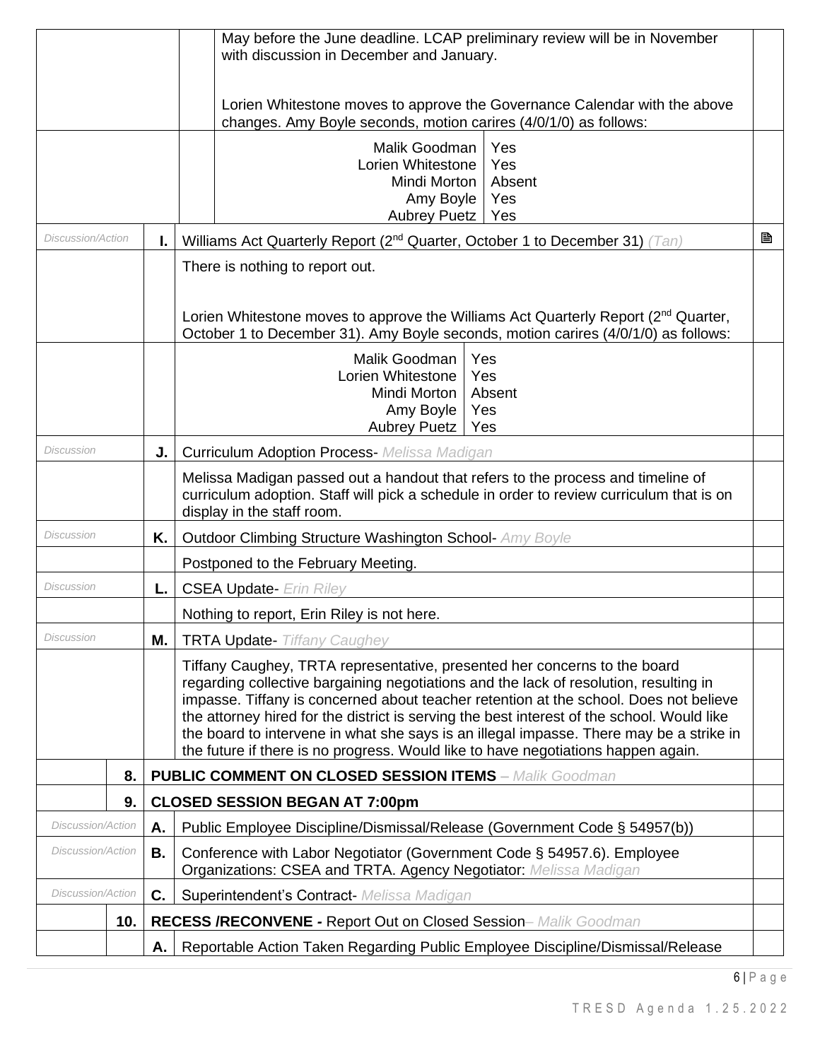| | | | |
|---|---|---|---|
| | | May before the June deadline. LCAP preliminary review will be in November with discussion in December and January.<br><br>Lorien Whitestone moves to approve the Governance Calendar with the above changes. Amy Boyle seconds, motion carires (4/0/1/0) as follows: | |
| | | Malik Goodman: Yes<br>Lorien Whitestone: Yes<br>Mindi Morton: Absent<br>Amy Boyle: Yes<br>Aubrey Puetz: Yes | |
| *Discussion/Action* | **I.** | Williams Act Quarterly Report (2nd Quarter, October 1 to December 31) *(Tan)* | 🗎 |
| | | There is nothing to report out.<br><br>Lorien Whitestone moves to approve the Williams Act Quarterly Report (2nd Quarter, October 1 to December 31). Amy Boyle seconds, motion carires (4/0/1/0) as follows: | |
| | | Malik Goodman: Yes<br>Lorien Whitestone: Yes<br>Mindi Morton: Absent<br>Amy Boyle: Yes<br>Aubrey Puetz: Yes | |
| *Discussion* | **J.** | Curriculum Adoption Process- *Melissa Madigan* | |
| | | Melissa Madigan passed out a handout that refers to the process and timeline of curriculum adoption. Staff will pick a schedule in order to review curriculum that is on display in the staff room. | |
| *Discussion* | **K.** | Outdoor Climbing Structure Washington School- *Amy Boyle* | |
| | | Postponed to the February Meeting. | |
| *Discussion* | **L.** | CSEA Update- *Erin Riley* | |
| | | Nothing to report, Erin Riley is not here. | |
| *Discussion* | **M.** | TRTA Update- *Tiffany Caughey* | |
| | | Tiffany Caughey, TRTA representative, presented her concerns to the board regarding collective bargaining negotiations and the lack of resolution, resulting in impasse. Tiffany is concerned about teacher retention at the school. Does not believe the attorney hired for the district is serving the best interest of the school. Would like the board to intervene in what she says is an illegal impasse. There may be a strike in the future if there is no progress. Would like to have negotiations happen again. | |
| | **8.** | **PUBLIC COMMENT ON CLOSED SESSION ITEMS** – *Malik Goodman* | |
| | **9.** | **CLOSED SESSION BEGAN AT 7:00pm** | |
| *Discussion/Action* | **A.** | Public Employee Discipline/Dismissal/Release (Government Code § 54957(b)) | |
| *Discussion/Action* | **B.** | Conference with Labor Negotiator (Government Code § 54957.6). Employee Organizations: CSEA and TRTA. Agency Negotiator: *Melissa Madigan* | |
| *Discussion/Action* | **C.** | Superintendent's Contract- *Melissa Madigan* | |
| | **10.** | **RECESS /RECONVENE -** Report Out on Closed Session– *Malik Goodman* | |
| | **A.** | Reportable Action Taken Regarding Public Employee Discipline/Dismissal/Release | |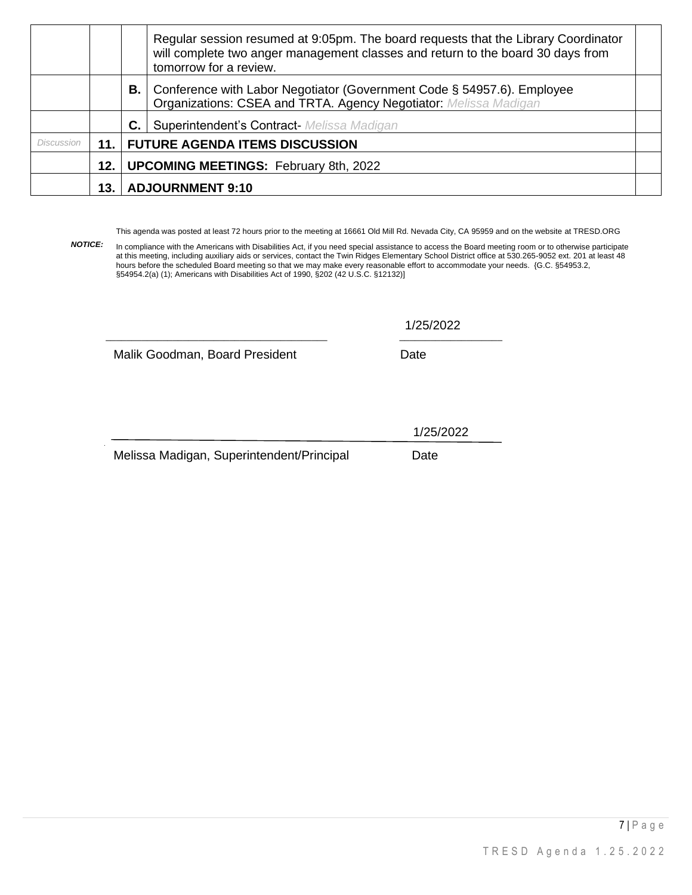| | | | | |
|---|---|---|---|---|
| | | | Regular session resumed at 9:05pm. The board requests that the Library Coordinator will complete two anger management classes and return to the board 30 days from tomorrow for a review. | |
| | | **B.** | Conference with Labor Negotiator (Government Code § 54957.6). Employee Organizations: CSEA and TRTA. Agency Negotiator: *Melissa Madigan* | |
| | | **C.** | Superintendent's Contract- *Melissa Madigan* | |
| *Discussion* | **11.** | **FUTURE AGENDA ITEMS DISCUSSION** | | |
| | **12.** | **UPCOMING MEETINGS:** February 8th, 2022 | | |
| | **13.** | **ADJOURNMENT 9:10** | | |

This agenda was posted at least 72 hours prior to the meeting at 16661 Old Mill Rd. Nevada City, CA 95959 and on the website at TRESD.ORG

***NOTICE:*** In compliance with the Americans with Disabilities Act, if you need special assistance to access the Board meeting room or to otherwise participate at this meeting, including auxiliary aids or services, contact the Twin Ridges Elementary School District office at 530.265-9052 ext. 201 at least 48 hours before the scheduled Board meeting so that we may make every reasonable effort to accommodate your needs. {G.C. §54953.2, §54954.2(a) (1); Americans with Disabilities Act of 1990, §202 (42 U.S.C. §12132)]

\_\_\_\_\_\_\_\_\_\_\_\_\_\_\_\_\_\_\_\_\_\_\_\_\_\_\_\_\_\_\_\_\_\_ 1/25/2022

Malik Goodman, Board President Date

\_\_\_\_\_\_\_\_\_\_\_\_\_\_\_\_\_\_\_\_\_\_\_\_\_\_\_\_\_\_\_\_\_\_ 1/25/2022

Melissa Madigan, Superintendent/Principal Date